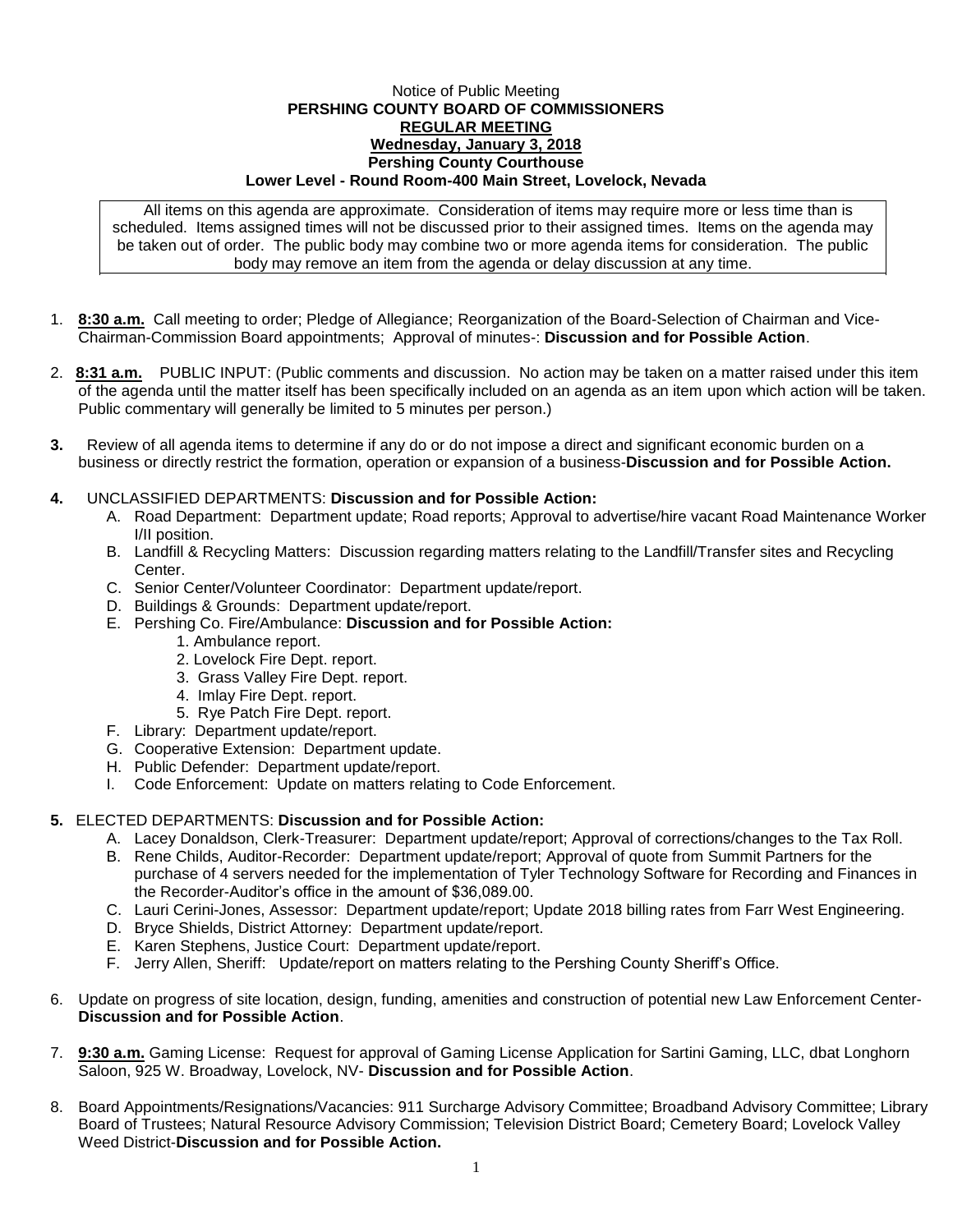Notice of Public Meeting

**PERSHING COUNTY BOARD OF COMMISSIONERS**

**REGULAR MEETING**

**Wednesday, January 3, 2018**

**Pershing County Courthouse**

**Lower Level - Round Room-400 Main Street, Lovelock, Nevada**

All items on this agenda are approximate. Consideration of items may require more or less time than is scheduled. Items assigned times will not be discussed prior to their assigned times. Items on the agenda may be taken out of order. The public body may combine two or more agenda items for consideration. The public body may remove an item from the agenda or delay discussion at any time.

1. **8:30 a.m.** Call meeting to order; Pledge of Allegiance; Reorganization of the Board-Selection of Chairman and Vice-Chairman-Commission Board appointments; Approval of minutes-: **Discussion and for Possible Action**.

2. **8:31 a.m.** PUBLIC INPUT: (Public comments and discussion. No action may be taken on a matter raised under this item of the agenda until the matter itself has been specifically included on an agenda as an item upon which action will be taken. Public commentary will generally be limited to 5 minutes per person.)

3. Review of all agenda items to determine if any do or do not impose a direct and significant economic burden on a business or directly restrict the formation, operation or expansion of a business-**Discussion and for Possible Action.**

4. UNCLASSIFIED DEPARTMENTS: **Discussion and for Possible Action:**
   - A. Road Department: Department update; Road reports; Approval to advertise/hire vacant Road Maintenance Worker I/II position.
   - B. Landfill & Recycling Matters: Discussion regarding matters relating to the Landfill/Transfer sites and Recycling Center.
   - C. Senior Center/Volunteer Coordinator: Department update/report.
   - D. Buildings & Grounds: Department update/report.
   - E. Pershing Co. Fire/Ambulance: **Discussion and for Possible Action:**
     1. Ambulance report.
     2. Lovelock Fire Dept. report.
     3. Grass Valley Fire Dept. report.
     4. Imlay Fire Dept. report.
     5. Rye Patch Fire Dept. report.
   - F. Library: Department update/report.
   - G. Cooperative Extension: Department update.
   - H. Public Defender: Department update/report.
   - I. Code Enforcement: Update on matters relating to Code Enforcement.

5. ELECTED DEPARTMENTS: **Discussion and for Possible Action:**
   - A. Lacey Donaldson, Clerk-Treasurer: Department update/report; Approval of corrections/changes to the Tax Roll.
   - B. Rene Childs, Auditor-Recorder: Department update/report; Approval of quote from Summit Partners for the purchase of 4 servers needed for the implementation of Tyler Technology Software for Recording and Finances in the Recorder-Auditor's office in the amount of $36,089.00.
   - C. Lauri Cerini-Jones, Assessor: Department update/report; Update 2018 billing rates from Farr West Engineering.
   - D. Bryce Shields, District Attorney: Department update/report.
   - E. Karen Stephens, Justice Court: Department update/report.
   - F. Jerry Allen, Sheriff: Update/report on matters relating to the Pershing County Sheriff's Office.

6. Update on progress of site location, design, funding, amenities and construction of potential new Law Enforcement Center-**Discussion and for Possible Action**.

7. **9:30 a.m.** Gaming License: Request for approval of Gaming License Application for Sartini Gaming, LLC, dbat Longhorn Saloon, 925 W. Broadway, Lovelock, NV- **Discussion and for Possible Action**.

8. Board Appointments/Resignations/Vacancies: 911 Surcharge Advisory Committee; Broadband Advisory Committee; Library Board of Trustees; Natural Resource Advisory Commission; Television District Board; Cemetery Board; Lovelock Valley Weed District-**Discussion and for Possible Action.**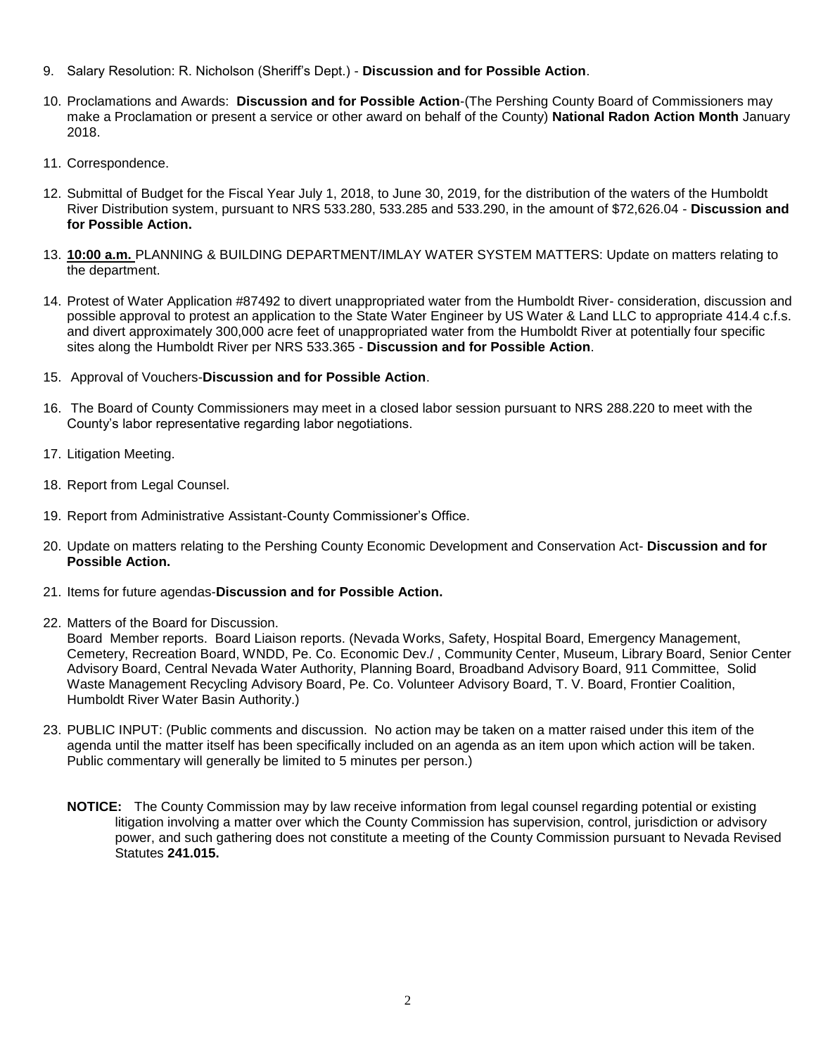9. Salary Resolution: R. Nicholson (Sheriff's Dept.) - **Discussion and for Possible Action**.

10. Proclamations and Awards: **Discussion and for Possible Action**-(The Pershing County Board of Commissioners may make a Proclamation or present a service or other award on behalf of the County) **National Radon Action Month** January 2018.

11. Correspondence.

12. Submittal of Budget for the Fiscal Year July 1, 2018, to June 30, 2019, for the distribution of the waters of the Humboldt River Distribution system, pursuant to NRS 533.280, 533.285 and 533.290, in the amount of $72,626.04 - **Discussion and for Possible Action.**

13. **10:00 a.m.** PLANNING & BUILDING DEPARTMENT/IMLAY WATER SYSTEM MATTERS: Update on matters relating to the department.

14. Protest of Water Application #87492 to divert unappropriated water from the Humboldt River- consideration, discussion and possible approval to protest an application to the State Water Engineer by US Water & Land LLC to appropriate 414.4 c.f.s. and divert approximately 300,000 acre feet of unappropriated water from the Humboldt River at potentially four specific sites along the Humboldt River per NRS 533.365 - **Discussion and for Possible Action**.

15. Approval of Vouchers-**Discussion and for Possible Action**.

16. The Board of County Commissioners may meet in a closed labor session pursuant to NRS 288.220 to meet with the County's labor representative regarding labor negotiations.

17. Litigation Meeting.

18. Report from Legal Counsel.

19. Report from Administrative Assistant-County Commissioner's Office.

20. Update on matters relating to the Pershing County Economic Development and Conservation Act- **Discussion and for Possible Action.**

21. Items for future agendas-**Discussion and for Possible Action.**

22. Matters of the Board for Discussion.
    Board Member reports. Board Liaison reports. (Nevada Works, Safety, Hospital Board, Emergency Management, Cemetery, Recreation Board, WNDD, Pe. Co. Economic Dev./ , Community Center, Museum, Library Board, Senior Center Advisory Board, Central Nevada Water Authority, Planning Board, Broadband Advisory Board, 911 Committee, Solid Waste Management Recycling Advisory Board, Pe. Co. Volunteer Advisory Board, T. V. Board, Frontier Coalition, Humboldt River Water Basin Authority.)

23. PUBLIC INPUT: (Public comments and discussion. No action may be taken on a matter raised under this item of the agenda until the matter itself has been specifically included on an agenda as an item upon which action will be taken. Public commentary will generally be limited to 5 minutes per person.)

**NOTICE:** The County Commission may by law receive information from legal counsel regarding potential or existing litigation involving a matter over which the County Commission has supervision, control, jurisdiction or advisory power, and such gathering does not constitute a meeting of the County Commission pursuant to Nevada Revised Statutes **241.015.**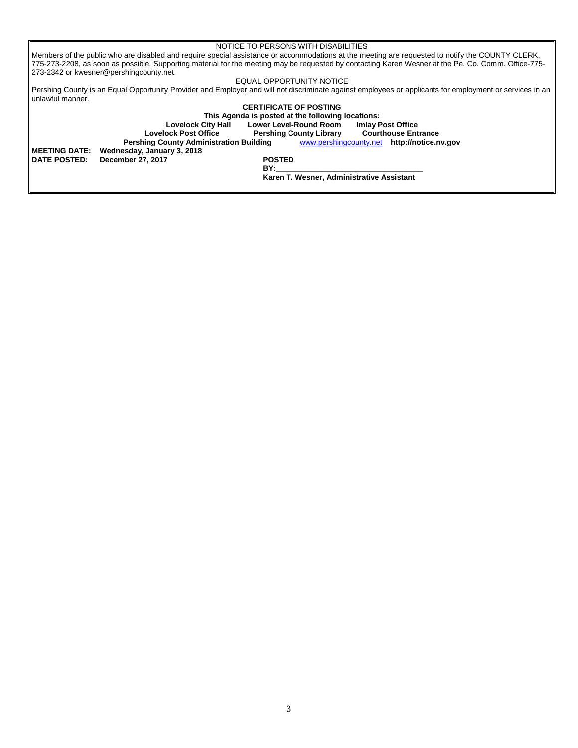NOTICE TO PERSONS WITH DISABILITIES

Members of the public who are disabled and require special assistance or accommodations at the meeting are requested to notify the COUNTY CLERK, 775-273-2208, as soon as possible. Supporting material for the meeting may be requested by contacting Karen Wesner at the Pe. Co. Comm. Office-775-273-2342 or kwesner@pershingcounty.net.

EQUAL OPPORTUNITY NOTICE

Pershing County is an Equal Opportunity Provider and Employer and will not discriminate against employees or applicants for employment or services in an unlawful manner.

**CERTIFICATE OF POSTING**

**This Agenda is posted at the following locations:**

**Lovelock City Hall** **Lower Level-Round Room** **Imlay Post Office**

**Lovelock Post Office** **Pershing County Library** **Courthouse Entrance**

**Pershing County Administration Building** www.pershingcounty.net **http://notice.nv.gov**

**MEETING DATE: Wednesday, January 3, 2018**

**DATE POSTED: December 27, 2017**

**POSTED BY:**\_\_\_\_\_\_\_\_\_\_\_\_\_\_\_\_\_\_\_\_\_\_\_\_\_\_\_\_\_\_\_\_

**Karen T. Wesner, Administrative Assistant**